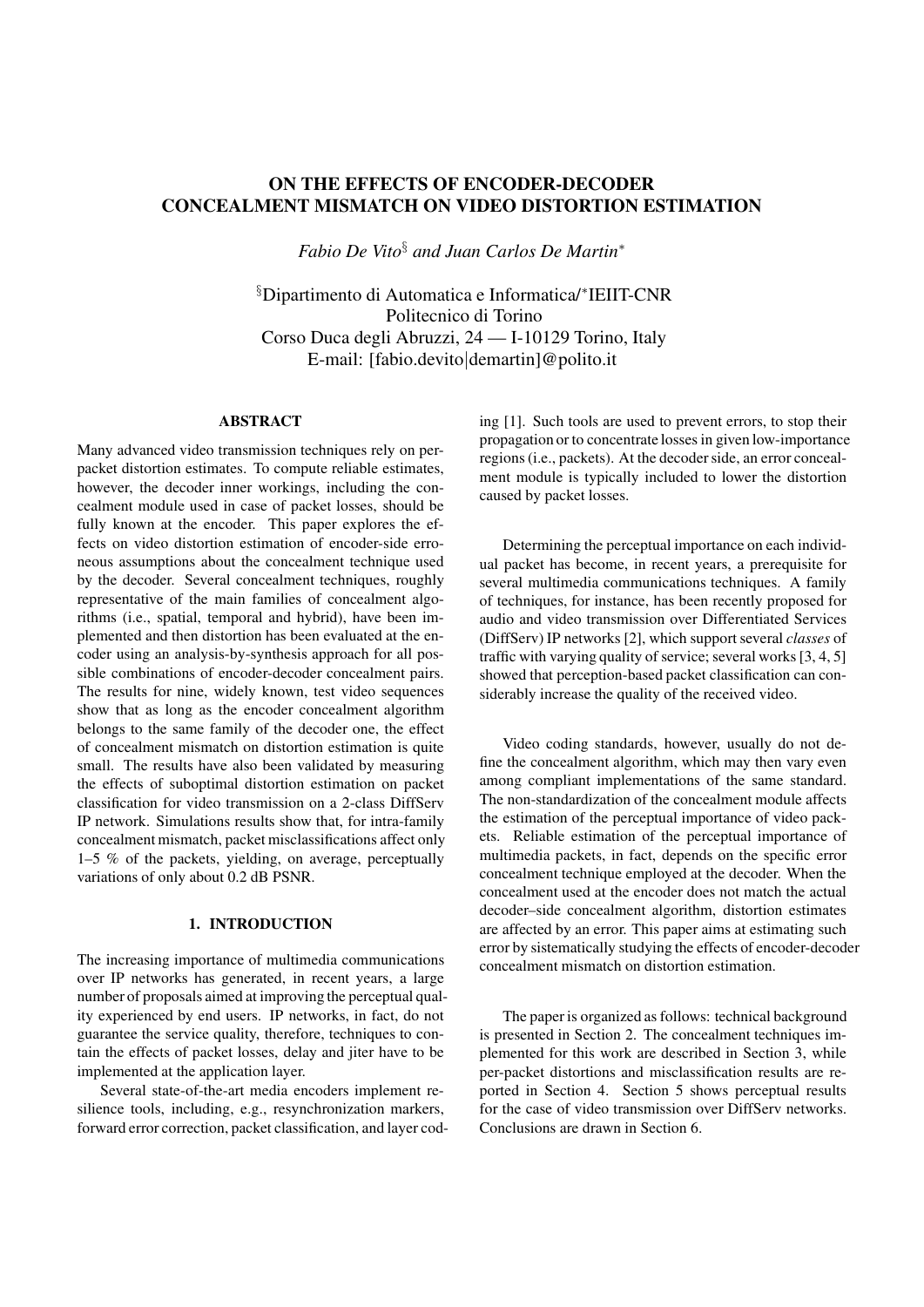# ON THE EFFECTS OF ENCODER-DECODER CONCEALMENT MISMATCH ON VIDEO DISTORTION ESTIMATION

*Fabio De Vito*[§] *and Juan Carlos De Martin*[*]

[§]Dipartimento di Automatica e Informatica/[*]IEIIT-CNR
Politecnico di Torino
Corso Duca degli Abruzzi, 24 — I-10129 Torino, Italy
E-mail: [fabio.devito|demartin]@polito.it

## ABSTRACT

Many advanced video transmission techniques rely on per-packet distortion estimates. To compute reliable estimates, however, the decoder inner workings, including the concealment module used in case of packet losses, should be fully known at the encoder. This paper explores the effects on video distortion estimation of encoder-side erroneous assumptions about the concealment technique used by the decoder. Several concealment techniques, roughly representative of the main families of concealment algorithms (i.e., spatial, temporal and hybrid), have been implemented and then distortion has been evaluated at the encoder using an analysis-by-synthesis approach for all possible combinations of encoder-decoder concealment pairs. The results for nine, widely known, test video sequences show that as long as the encoder concealment algorithm belongs to the same family of the decoder one, the effect of concealment mismatch on distortion estimation is quite small. The results have also been validated by measuring the effects of suboptimal distortion estimation on packet classification for video transmission on a 2-class DiffServ IP network. Simulations results show that, for intra-family concealment mismatch, packet misclassifications affect only 1–5 % of the packets, yielding, on average, perceptually variations of only about 0.2 dB PSNR.

## 1. INTRODUCTION

The increasing importance of multimedia communications over IP networks has generated, in recent years, a large number of proposals aimed at improving the perceptual quality experienced by end users. IP networks, in fact, do not guarantee the service quality, therefore, techniques to contain the effects of packet losses, delay and jiter have to be implemented at the application layer.

Several state-of-the-art media encoders implement resilience tools, including, e.g., resynchronization markers, forward error correction, packet classification, and layer coding [1]. Such tools are used to prevent errors, to stop their propagation or to concentrate losses in given low-importance regions (i.e., packets). At the decoder side, an error concealment module is typically included to lower the distortion caused by packet losses.

Determining the perceptual importance on each individual packet has become, in recent years, a prerequisite for several multimedia communications techniques. A family of techniques, for instance, has been recently proposed for audio and video transmission over Differentiated Services (DiffServ) IP networks [2], which support several *classes* of traffic with varying quality of service; several works [3, 4, 5] showed that perception-based packet classification can considerably increase the quality of the received video.

Video coding standards, however, usually do not define the concealment algorithm, which may then vary even among compliant implementations of the same standard. The non-standardization of the concealment module affects the estimation of the perceptual importance of video packets. Reliable estimation of the perceptual importance of multimedia packets, in fact, depends on the specific error concealment technique employed at the decoder. When the concealment used at the encoder does not match the actual decoder–side concealment algorithm, distortion estimates are affected by an error. This paper aims at estimating such error by sistematically studying the effects of encoder-decoder concealment mismatch on distortion estimation.

The paper is organized as follows: technical background is presented in Section 2. The concealment techniques implemented for this work are described in Section 3, while per-packet distortions and misclassification results are reported in Section 4. Section 5 shows perceptual results for the case of video transmission over DiffServ networks. Conclusions are drawn in Section 6.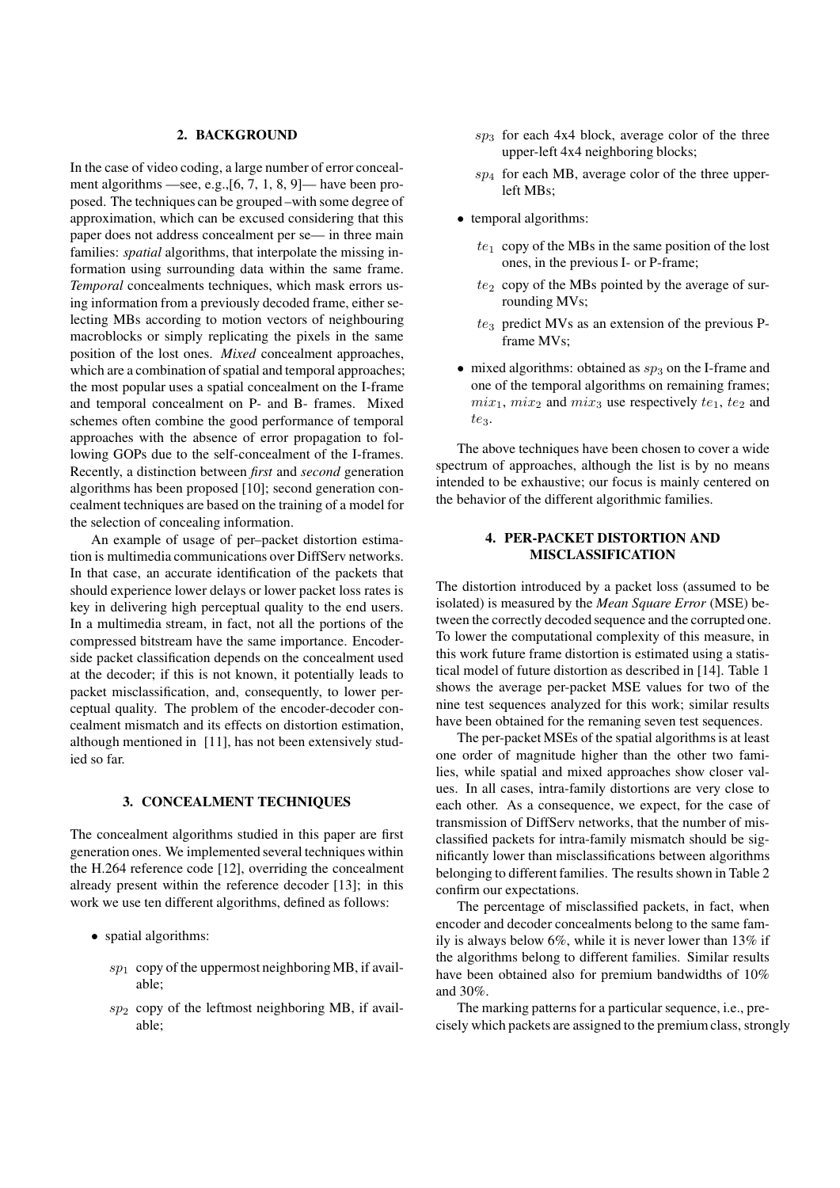## 2. BACKGROUND

In the case of video coding, a large number of error concealment algorithms —see, e.g.,[6, 7, 1, 8, 9]— have been proposed. The techniques can be grouped –with some degree of approximation, which can be excused considering that this paper does not address concealment per se— in three main families: *spatial* algorithms, that interpolate the missing information using surrounding data within the same frame. *Temporal* concealments techniques, which mask errors using information from a previously decoded frame, either selecting MBs according to motion vectors of neighbouring macroblocks or simply replicating the pixels in the same position of the lost ones. *Mixed* concealment approaches, which are a combination of spatial and temporal approaches; the most popular uses a spatial concealment on the I-frame and temporal concealment on P- and B- frames. Mixed schemes often combine the good performance of temporal approaches with the absence of error propagation to following GOPs due to the self-concealment of the I-frames. Recently, a distinction between *first* and *second* generation algorithms has been proposed [10]; second generation concealment techniques are based on the training of a model for the selection of concealing information.

An example of usage of per–packet distortion estimation is multimedia communications over DiffServ networks. In that case, an accurate identification of the packets that should experience lower delays or lower packet loss rates is key in delivering high perceptual quality to the end users. In a multimedia stream, in fact, not all the portions of the compressed bitstream have the same importance. Encoder-side packet classification depends on the concealment used at the decoder; if this is not known, it potentially leads to packet misclassification, and, consequently, to lower perceptual quality. The problem of the encoder-decoder concealment mismatch and its effects on distortion estimation, although mentioned in [11], has not been extensively studied so far.

## 3. CONCEALMENT TECHNIQUES

The concealment algorithms studied in this paper are first generation ones. We implemented several techniques within the H.264 reference code [12], overriding the concealment already present within the reference decoder [13]; in this work we use ten different algorithms, defined as follows:

- spatial algorithms:
  - $sp_1$ copy of the uppermost neighboring MB, if available;
  - $sp_2$ copy of the leftmost neighboring MB, if available;
  - $sp_3$ for each 4x4 block, average color of the three upper-left 4x4 neighboring blocks;
  - $sp_4$ for each MB, average color of the three upper-left MBs;
- temporal algorithms:
  - $te_1$ copy of the MBs in the same position of the lost ones, in the previous I- or P-frame;
  - $te_2$ copy of the MBs pointed by the average of surrounding MVs;
  - $te_3$ predict MVs as an extension of the previous P-frame MVs;
- mixed algorithms: obtained as $sp_3$ on the I-frame and one of the temporal algorithms on remaining frames; $mix_1$, $mix_2$ and $mix_3$ use respectively $te_1$, $te_2$ and $te_3$.

The above techniques have been chosen to cover a wide spectrum of approaches, although the list is by no means intended to be exhaustive; our focus is mainly centered on the behavior of the different algorithmic families.

## 4. PER-PACKET DISTORTION AND MISCLASSIFICATION

The distortion introduced by a packet loss (assumed to be isolated) is measured by the *Mean Square Error* (MSE) between the correctly decoded sequence and the corrupted one. To lower the computational complexity of this measure, in this work future frame distortion is estimated using a statistical model of future distortion as described in [14]. Table 1 shows the average per-packet MSE values for two of the nine test sequences analyzed for this work; similar results have been obtained for the remaning seven test sequences.

The per-packet MSEs of the spatial algorithms is at least one order of magnitude higher than the other two families, while spatial and mixed approaches show closer values. In all cases, intra-family distortions are very close to each other. As a consequence, we expect, for the case of transmission of DiffServ networks, that the number of misclassified packets for intra-family mismatch should be significantly lower than misclassifications between algorithms belonging to different families. The results shown in Table 2 confirm our expectations.

The percentage of misclassified packets, in fact, when encoder and decoder concealments belong to the same family is always below 6%, while it is never lower than 13% if the algorithms belong to different families. Similar results have been obtained also for premium bandwidths of 10% and 30%.

The marking patterns for a particular sequence, i.e., precisely which packets are assigned to the premium class, strongly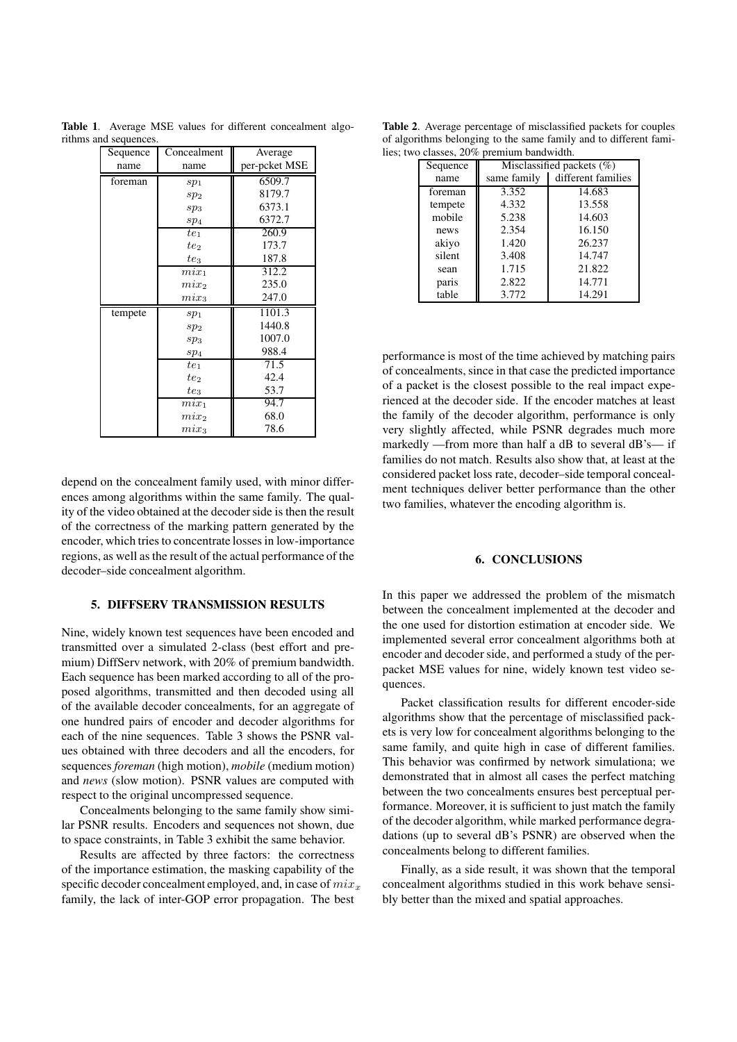**Table 1**. Average MSE values for different concealment algorithms and sequences.

| Sequence name | Concealment name | Average per-pcket MSE |
|---|---|---|
| foreman | $sp_1$ | 6509.7 |
| | $sp_2$ | 8179.7 |
| | $sp_3$ | 6373.1 |
| | $sp_4$ | 6372.7 |
| | $te_1$ | 260.9 |
| | $te_2$ | 173.7 |
| | $te_3$ | 187.8 |
| | $mix_1$ | 312.2 |
| | $mix_2$ | 235.0 |
| | $mix_3$ | 247.0 |
| tempete | $sp_1$ | 1101.3 |
| | $sp_2$ | 1440.8 |
| | $sp_3$ | 1007.0 |
| | $sp_4$ | 988.4 |
| | $te_1$ | 71.5 |
| | $te_2$ | 42.4 |
| | $te_3$ | 53.7 |
| | $mix_1$ | 94.7 |
| | $mix_2$ | 68.0 |
| | $mix_3$ | 78.6 |

depend on the concealment family used, with minor differences among algorithms within the same family. The quality of the video obtained at the decoder side is then the result of the correctness of the marking pattern generated by the encoder, which tries to concentrate losses in low-importance regions, as well as the result of the actual performance of the decoder–side concealment algorithm.

## 5. DIFFSERV TRANSMISSION RESULTS

Nine, widely known test sequences have been encoded and transmitted over a simulated 2-class (best effort and premium) DiffServ network, with 20% of premium bandwidth. Each sequence has been marked according to all of the proposed algorithms, transmitted and then decoded using all of the available decoder concealments, for an aggregate of one hundred pairs of encoder and decoder algorithms for each of the nine sequences. Table 3 shows the PSNR values obtained with three decoders and all the encoders, for sequences *foreman* (high motion), *mobile* (medium motion) and *news* (slow motion). PSNR values are computed with respect to the original uncompressed sequence.

Concealments belonging to the same family show similar PSNR results. Encoders and sequences not shown, due to space constraints, in Table 3 exhibit the same behavior.

Results are affected by three factors: the correctness of the importance estimation, the masking capability of the specific decoder concealment employed, and, in case of $mix_x$ family, the lack of inter-GOP error propagation. The best performance is most of the time achieved by matching pairs of concealments, since in that case the predicted importance of a packet is the closest possible to the real impact experienced at the decoder side. If the encoder matches at least the family of the decoder algorithm, performance is only very slightly affected, while PSNR degrades much more markedly —from more than half a dB to several dB's— if families do not match. Results also show that, at least at the considered packet loss rate, decoder–side temporal concealment techniques deliver better performance than the other two families, whatever the encoding algorithm is.

**Table 2**. Average percentage of misclassified packets for couples of algorithms belonging to the same family and to different families; two classes, 20% premium bandwidth.

| Sequence name | Misclassified packets (%) same family | Misclassified packets (%) different families |
|---|---|---|
| foreman | 3.352 | 14.683 |
| tempete | 4.332 | 13.558 |
| mobile | 5.238 | 14.603 |
| news | 2.354 | 16.150 |
| akiyo | 1.420 | 26.237 |
| silent | 3.408 | 14.747 |
| sean | 1.715 | 21.822 |
| paris | 2.822 | 14.771 |
| table | 3.772 | 14.291 |

## 6. CONCLUSIONS

In this paper we addressed the problem of the mismatch between the concealment implemented at the decoder and the one used for distortion estimation at encoder side. We implemented several error concealment algorithms both at encoder and decoder side, and performed a study of the per-packet MSE values for nine, widely known test video sequences.

Packet classification results for different encoder-side algorithms show that the percentage of misclassified packets is very low for concealment algorithms belonging to the same family, and quite high in case of different families. This behavior was confirmed by network simulationa; we demonstrated that in almost all cases the perfect matching between the two concealments ensures best perceptual performance. Moreover, it is sufficient to just match the family of the decoder algorithm, while marked performance degradations (up to several dB's PSNR) are observed when the concealments belong to different families.

Finally, as a side result, it was shown that the temporal concealment algorithms studied in this work behave sensibly better than the mixed and spatial approaches.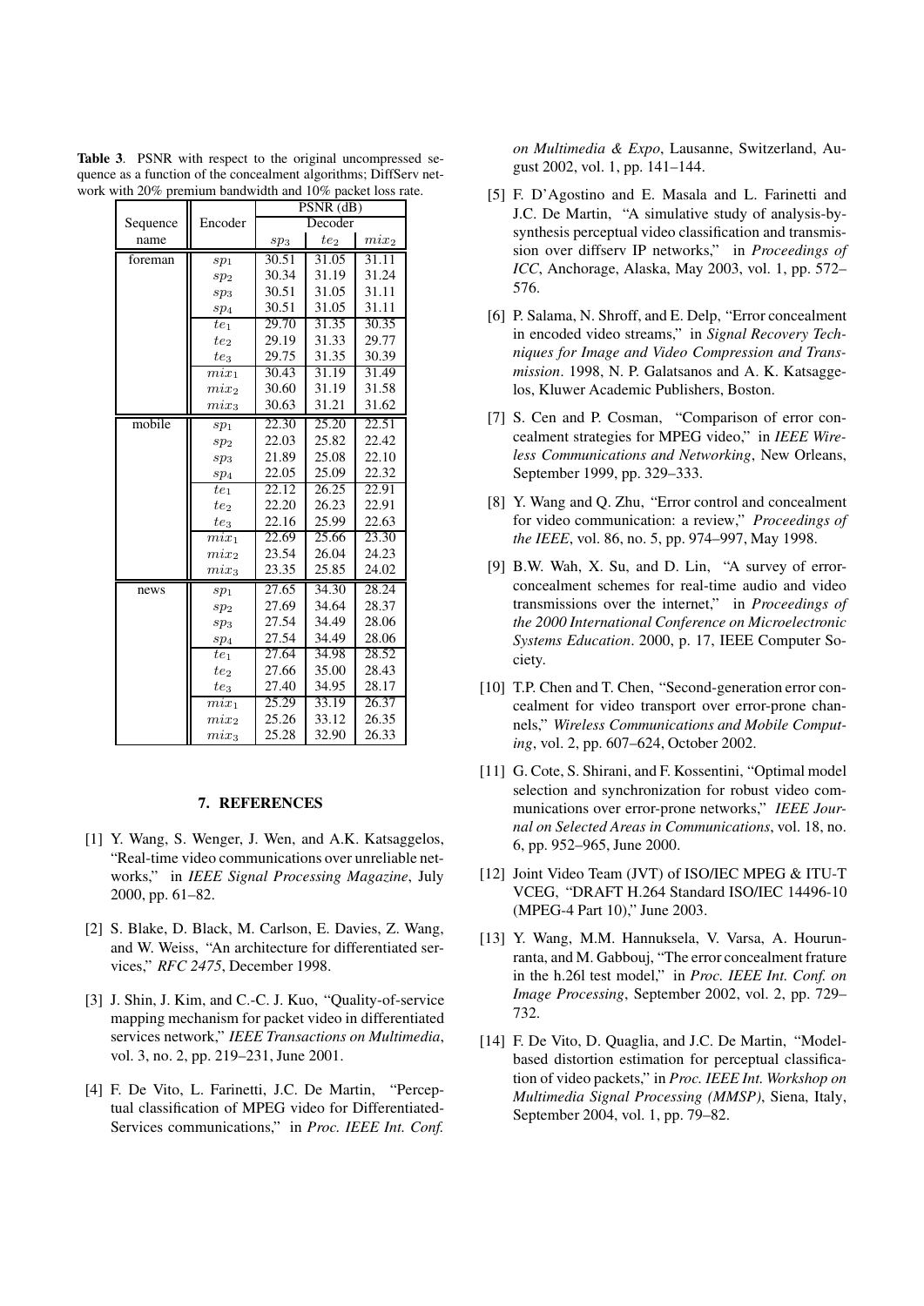**Table 3**. PSNR with respect to the original uncompressed sequence as a function of the concealment algorithms; DiffServ network with 20% premium bandwidth and 10% packet loss rate.

| Sequence name | Encoder | PSNR (dB) Decoder $sp_3$ | $te_2$ | $mix_2$ |
|---|---|---|---|---|
| foreman | $sp_1$ | 30.51 | 31.05 | 31.11 |
| | $sp_2$ | 30.34 | 31.19 | 31.24 |
| | $sp_3$ | 30.51 | 31.05 | 31.11 |
| | $sp_4$ | 30.51 | 31.05 | 31.11 |
| | $te_1$ | 29.70 | 31.35 | 30.35 |
| | $te_2$ | 29.19 | 31.33 | 29.77 |
| | $te_3$ | 29.75 | 31.35 | 30.39 |
| | $mix_1$ | 30.43 | 31.19 | 31.49 |
| | $mix_2$ | 30.60 | 31.19 | 31.58 |
| | $mix_3$ | 30.63 | 31.21 | 31.62 |
| mobile | $sp_1$ | 22.30 | 25.20 | 22.51 |
| | $sp_2$ | 22.03 | 25.82 | 22.42 |
| | $sp_3$ | 21.89 | 25.08 | 22.10 |
| | $sp_4$ | 22.05 | 25.09 | 22.32 |
| | $te_1$ | 22.12 | 26.25 | 22.91 |
| | $te_2$ | 22.20 | 26.23 | 22.91 |
| | $te_3$ | 22.16 | 25.99 | 22.63 |
| | $mix_1$ | 22.69 | 25.66 | 23.30 |
| | $mix_2$ | 23.54 | 26.04 | 24.23 |
| | $mix_3$ | 23.35 | 25.85 | 24.02 |
| news | $sp_1$ | 27.65 | 34.30 | 28.24 |
| | $sp_2$ | 27.69 | 34.64 | 28.37 |
| | $sp_3$ | 27.54 | 34.49 | 28.06 |
| | $sp_4$ | 27.54 | 34.49 | 28.06 |
| | $te_1$ | 27.64 | 34.98 | 28.52 |
| | $te_2$ | 27.66 | 35.00 | 28.43 |
| | $te_3$ | 27.40 | 34.95 | 28.17 |
| | $mix_1$ | 25.29 | 33.19 | 26.37 |
| | $mix_2$ | 25.26 | 33.12 | 26.35 |
| | $mix_3$ | 25.28 | 32.90 | 26.33 |

## 7. REFERENCES

[1] Y. Wang, S. Wenger, J. Wen, and A.K. Katsaggelos, "Real-time video communications over unreliable networks," in *IEEE Signal Processing Magazine*, July 2000, pp. 61–82.

[2] S. Blake, D. Black, M. Carlson, E. Davies, Z. Wang, and W. Weiss, "An architecture for differentiated services," *RFC 2475*, December 1998.

[3] J. Shin, J. Kim, and C.-C. J. Kuo, "Quality-of-service mapping mechanism for packet video in differentiated services network," *IEEE Transactions on Multimedia*, vol. 3, no. 2, pp. 219–231, June 2001.

[4] F. De Vito, L. Farinetti, J.C. De Martin, "Perceptual classification of MPEG video for Differentiated-Services communications," in *Proc. IEEE Int. Conf. on Multimedia & Expo*, Lausanne, Switzerland, August 2002, vol. 1, pp. 141–144.

[5] F. D'Agostino and E. Masala and L. Farinetti and J.C. De Martin, "A simulative study of analysis-by-synthesis perceptual video classification and transmission over diffserv IP networks," in *Proceedings of ICC*, Anchorage, Alaska, May 2003, vol. 1, pp. 572–576.

[6] P. Salama, N. Shroff, and E. Delp, "Error concealment in encoded video streams," in *Signal Recovery Techniques for Image and Video Compression and Transmission*. 1998, N. P. Galatsanos and A. K. Katsaggelos, Kluwer Academic Publishers, Boston.

[7] S. Cen and P. Cosman, "Comparison of error concealment strategies for MPEG video," in *IEEE Wireless Communications and Networking*, New Orleans, September 1999, pp. 329–333.

[8] Y. Wang and Q. Zhu, "Error control and concealment for video communication: a review," *Proceedings of the IEEE*, vol. 86, no. 5, pp. 974–997, May 1998.

[9] B.W. Wah, X. Su, and D. Lin, "A survey of error-concealment schemes for real-time audio and video transmissions over the internet," in *Proceedings of the 2000 International Conference on Microelectronic Systems Education*. 2000, p. 17, IEEE Computer Society.

[10] T.P. Chen and T. Chen, "Second-generation error concealment for video transport over error-prone channels," *Wireless Communications and Mobile Computing*, vol. 2, pp. 607–624, October 2002.

[11] G. Cote, S. Shirani, and F. Kossentini, "Optimal model selection and synchronization for robust video communications over error-prone networks," *IEEE Journal on Selected Areas in Communications*, vol. 18, no. 6, pp. 952–965, June 2000.

[12] Joint Video Team (JVT) of ISO/IEC MPEG & ITU-T VCEG, "DRAFT H.264 Standard ISO/IEC 14496-10 (MPEG-4 Part 10)," June 2003.

[13] Y. Wang, M.M. Hannuksela, V. Varsa, A. Hourunranta, and M. Gabbouj, "The error concealment frature in the h.26l test model," in *Proc. IEEE Int. Conf. on Image Processing*, September 2002, vol. 2, pp. 729–732.

[14] F. De Vito, D. Quaglia, and J.C. De Martin, "Model-based distortion estimation for perceptual classification of video packets," in *Proc. IEEE Int. Workshop on Multimedia Signal Processing (MMSP)*, Siena, Italy, September 2004, vol. 1, pp. 79–82.